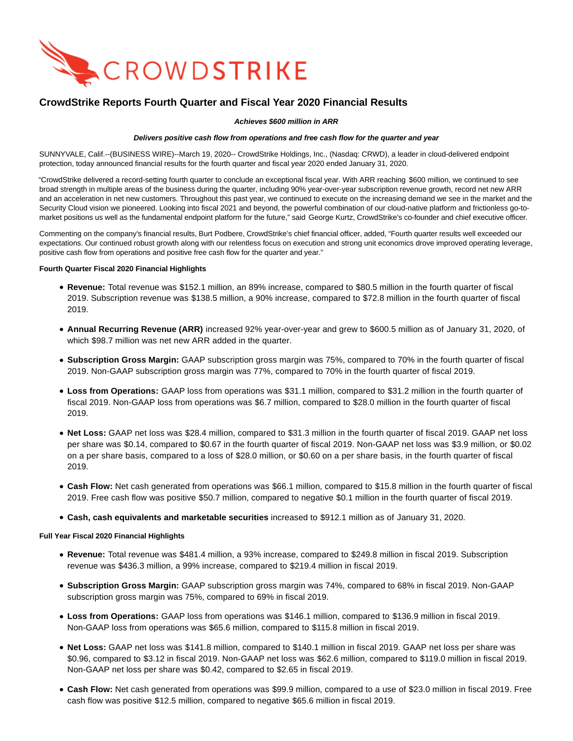# CrowdStrike Reports Fourth Quarter and Fiscal Year 2020 Financial Results

***Achieves $600 million in ARR***

***Delivers positive cash flow from operations and free cash flow for the quarter and year***

SUNNYVALE, Calif.--(BUSINESS WIRE)--March 19, 2020-- CrowdStrike Holdings, Inc., (Nasdaq: CRWD), a leader in cloud-delivered endpoint protection, today announced financial results for the fourth quarter and fiscal year 2020 ended January 31, 2020.

"CrowdStrike delivered a record-setting fourth quarter to conclude an exceptional fiscal year. With ARR reaching $600 million, we continued to see broad strength in multiple areas of the business during the quarter, including 90% year-over-year subscription revenue growth, record net new ARR and an acceleration in net new customers. Throughout this past year, we continued to execute on the increasing demand we see in the market and the Security Cloud vision we pioneered. Looking into fiscal 2021 and beyond, the powerful combination of our cloud-native platform and frictionless go-to-market positions us well as the fundamental endpoint platform for the future," said George Kurtz, CrowdStrike's co-founder and chief executive officer.

Commenting on the company's financial results, Burt Podbere, CrowdStrike's chief financial officer, added, "Fourth quarter results well exceeded our expectations. Our continued robust growth along with our relentless focus on execution and strong unit economics drove improved operating leverage, positive cash flow from operations and positive free cash flow for the quarter and year."

**Fourth Quarter Fiscal 2020 Financial Highlights**

- **Revenue:** Total revenue was $152.1 million, an 89% increase, compared to $80.5 million in the fourth quarter of fiscal 2019. Subscription revenue was $138.5 million, a 90% increase, compared to $72.8 million in the fourth quarter of fiscal 2019.
- **Annual Recurring Revenue (ARR)** increased 92% year-over-year and grew to $600.5 million as of January 31, 2020, of which $98.7 million was net new ARR added in the quarter.
- **Subscription Gross Margin:** GAAP subscription gross margin was 75%, compared to 70% in the fourth quarter of fiscal 2019. Non-GAAP subscription gross margin was 77%, compared to 70% in the fourth quarter of fiscal 2019.
- **Loss from Operations:** GAAP loss from operations was $31.1 million, compared to $31.2 million in the fourth quarter of fiscal 2019. Non-GAAP loss from operations was $6.7 million, compared to $28.0 million in the fourth quarter of fiscal 2019.
- **Net Loss:** GAAP net loss was $28.4 million, compared to $31.3 million in the fourth quarter of fiscal 2019. GAAP net loss per share was $0.14, compared to $0.67 in the fourth quarter of fiscal 2019. Non-GAAP net loss was $3.9 million, or $0.02 on a per share basis, compared to a loss of $28.0 million, or $0.60 on a per share basis, in the fourth quarter of fiscal 2019.
- **Cash Flow:** Net cash generated from operations was $66.1 million, compared to $15.8 million in the fourth quarter of fiscal 2019. Free cash flow was positive $50.7 million, compared to negative $0.1 million in the fourth quarter of fiscal 2019.
- **Cash, cash equivalents and marketable securities** increased to $912.1 million as of January 31, 2020.

**Full Year Fiscal 2020 Financial Highlights**

- **Revenue:** Total revenue was $481.4 million, a 93% increase, compared to $249.8 million in fiscal 2019. Subscription revenue was $436.3 million, a 99% increase, compared to $219.4 million in fiscal 2019.
- **Subscription Gross Margin:** GAAP subscription gross margin was 74%, compared to 68% in fiscal 2019. Non-GAAP subscription gross margin was 75%, compared to 69% in fiscal 2019.
- **Loss from Operations:** GAAP loss from operations was $146.1 million, compared to $136.9 million in fiscal 2019. Non-GAAP loss from operations was $65.6 million, compared to $115.8 million in fiscal 2019.
- **Net Loss:** GAAP net loss was $141.8 million, compared to $140.1 million in fiscal 2019. GAAP net loss per share was $0.96, compared to $3.12 in fiscal 2019. Non-GAAP net loss was $62.6 million, compared to $119.0 million in fiscal 2019. Non-GAAP net loss per share was $0.42, compared to $2.65 in fiscal 2019.
- **Cash Flow:** Net cash generated from operations was $99.9 million, compared to a use of $23.0 million in fiscal 2019. Free cash flow was positive $12.5 million, compared to negative $65.6 million in fiscal 2019.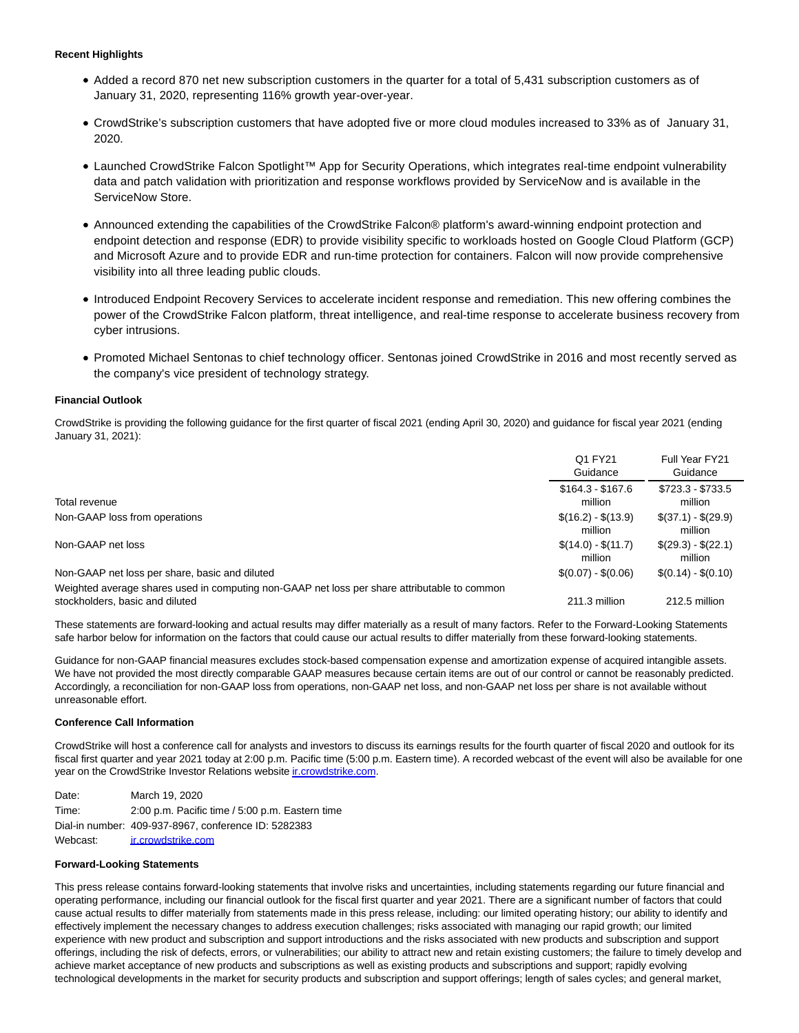**Recent Highlights**

- Added a record 870 net new subscription customers in the quarter for a total of 5,431 subscription customers as of January 31, 2020, representing 116% growth year-over-year.
- CrowdStrike's subscription customers that have adopted five or more cloud modules increased to 33% as of January 31, 2020.
- Launched CrowdStrike Falcon Spotlight™ App for Security Operations, which integrates real-time endpoint vulnerability data and patch validation with prioritization and response workflows provided by ServiceNow and is available in the ServiceNow Store.
- Announced extending the capabilities of the CrowdStrike Falcon® platform's award-winning endpoint protection and endpoint detection and response (EDR) to provide visibility specific to workloads hosted on Google Cloud Platform (GCP) and Microsoft Azure and to provide EDR and run-time protection for containers. Falcon will now provide comprehensive visibility into all three leading public clouds.
- Introduced Endpoint Recovery Services to accelerate incident response and remediation. This new offering combines the power of the CrowdStrike Falcon platform, threat intelligence, and real-time response to accelerate business recovery from cyber intrusions.
- Promoted Michael Sentonas to chief technology officer. Sentonas joined CrowdStrike in 2016 and most recently served as the company's vice president of technology strategy.

**Financial Outlook**

CrowdStrike is providing the following guidance for the first quarter of fiscal 2021 (ending April 30, 2020) and guidance for fiscal year 2021 (ending January 31, 2021):

| | Q1 FY21 Guidance | Full Year FY21 Guidance |
|---|---|---|
| Total revenue | $164.3 - $167.6 million | $723.3 - $733.5 million |
| Non-GAAP loss from operations | $(16.2) - $(13.9) million | $(37.1) - $(29.9) million |
| Non-GAAP net loss | $(14.0) - $(11.7) million | $(29.3) - $(22.1) million |
| Non-GAAP net loss per share, basic and diluted | $(0.07) - $(0.06) | $(0.14) - $(0.10) |
| Weighted average shares used in computing non-GAAP net loss per share attributable to common stockholders, basic and diluted | 211.3 million | 212.5 million |

These statements are forward-looking and actual results may differ materially as a result of many factors. Refer to the Forward-Looking Statements safe harbor below for information on the factors that could cause our actual results to differ materially from these forward-looking statements.

Guidance for non-GAAP financial measures excludes stock-based compensation expense and amortization expense of acquired intangible assets. We have not provided the most directly comparable GAAP measures because certain items are out of our control or cannot be reasonably predicted. Accordingly, a reconciliation for non-GAAP loss from operations, non-GAAP net loss, and non-GAAP net loss per share is not available without unreasonable effort.

**Conference Call Information**

CrowdStrike will host a conference call for analysts and investors to discuss its earnings results for the fourth quarter of fiscal 2020 and outlook for its fiscal first quarter and year 2021 today at 2:00 p.m. Pacific time (5:00 p.m. Eastern time). A recorded webcast of the event will also be available for one year on the CrowdStrike Investor Relations website ir.crowdstrike.com.

| | |
|---|---|
| Date: | March 19, 2020 |
| Time: | 2:00 p.m. Pacific time / 5:00 p.m. Eastern time |
| Dial-in number: | 409-937-8967, conference ID: 5282383 |
| Webcast: | ir.crowdstrike.com |

**Forward-Looking Statements**

This press release contains forward-looking statements that involve risks and uncertainties, including statements regarding our future financial and operating performance, including our financial outlook for the fiscal first quarter and year 2021. There are a significant number of factors that could cause actual results to differ materially from statements made in this press release, including: our limited operating history; our ability to identify and effectively implement the necessary changes to address execution challenges; risks associated with managing our rapid growth; our limited experience with new product and subscription and support introductions and the risks associated with new products and subscription and support offerings, including the risk of defects, errors, or vulnerabilities; our ability to attract new and retain existing customers; the failure to timely develop and achieve market acceptance of new products and subscriptions as well as existing products and subscriptions and support; rapidly evolving technological developments in the market for security products and subscription and support offerings; length of sales cycles; and general market,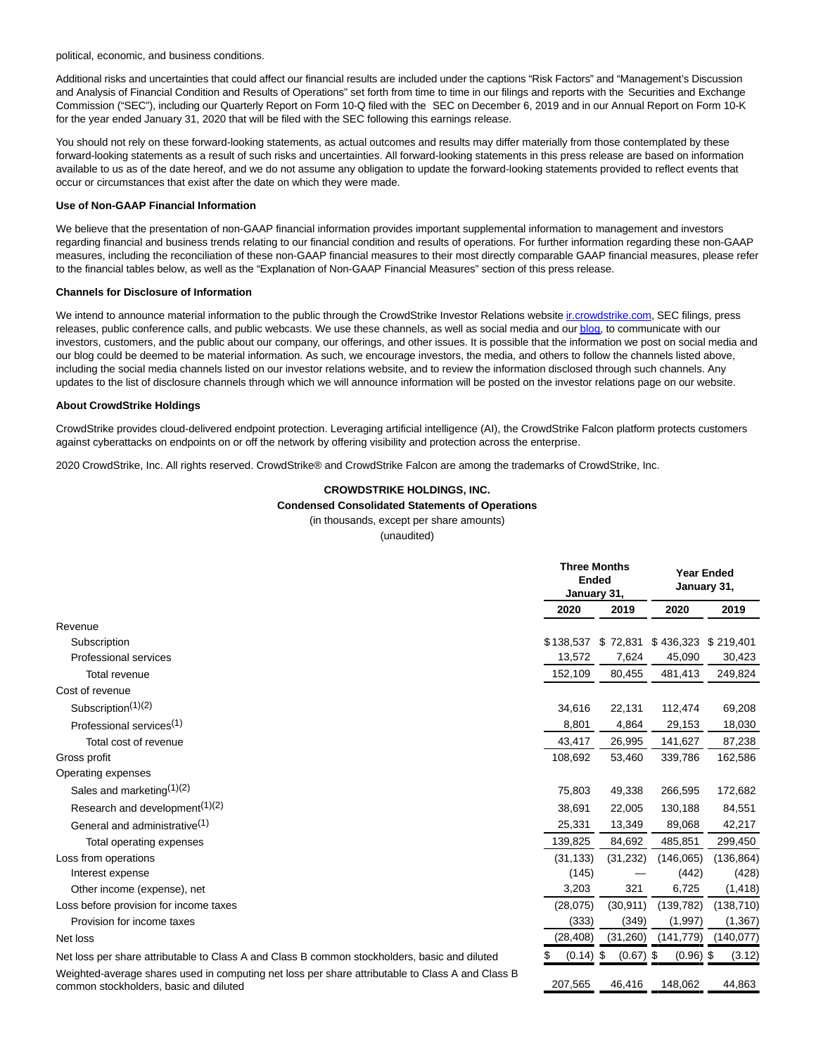political, economic, and business conditions.

Additional risks and uncertainties that could affect our financial results are included under the captions “Risk Factors” and “Management’s Discussion and Analysis of Financial Condition and Results of Operations” set forth from time to time in our filings and reports with the Securities and Exchange Commission (“SEC”), including our Quarterly Report on Form 10-Q filed with the SEC on December 6, 2019 and in our Annual Report on Form 10-K for the year ended January 31, 2020 that will be filed with the SEC following this earnings release.

You should not rely on these forward-looking statements, as actual outcomes and results may differ materially from those contemplated by these forward-looking statements as a result of such risks and uncertainties. All forward-looking statements in this press release are based on information available to us as of the date hereof, and we do not assume any obligation to update the forward-looking statements provided to reflect events that occur or circumstances that exist after the date on which they were made.

**Use of Non-GAAP Financial Information**

We believe that the presentation of non-GAAP financial information provides important supplemental information to management and investors regarding financial and business trends relating to our financial condition and results of operations. For further information regarding these non-GAAP measures, including the reconciliation of these non-GAAP financial measures to their most directly comparable GAAP financial measures, please refer to the financial tables below, as well as the “Explanation of Non-GAAP Financial Measures” section of this press release.

**Channels for Disclosure of Information**

We intend to announce material information to the public through the CrowdStrike Investor Relations website ir.crowdstrike.com, SEC filings, press releases, public conference calls, and public webcasts. We use these channels, as well as social media and our blog, to communicate with our investors, customers, and the public about our company, our offerings, and other issues. It is possible that the information we post on social media and our blog could be deemed to be material information. As such, we encourage investors, the media, and others to follow the channels listed above, including the social media channels listed on our investor relations website, and to review the information disclosed through such channels. Any updates to the list of disclosure channels through which we will announce information will be posted on the investor relations page on our website.

**About CrowdStrike Holdings**

CrowdStrike provides cloud-delivered endpoint protection. Leveraging artificial intelligence (AI), the CrowdStrike Falcon platform protects customers against cyberattacks on endpoints on or off the network by offering visibility and protection across the enterprise.

2020 CrowdStrike, Inc. All rights reserved. CrowdStrike® and CrowdStrike Falcon are among the trademarks of CrowdStrike, Inc.

**CROWDSTRIKE HOLDINGS, INC.**
**Condensed Consolidated Statements of Operations**
(in thousands, except per share amounts)
(unaudited)

| | Three Months Ended January 31, | | Year Ended January 31, | |
|---|---|---|---|---|
| | 2020 | 2019 | 2020 | 2019 |
| Revenue | | | | |
| Subscription | $138,537 | $ 72,831 | $ 436,323 | $ 219,401 |
| Professional services | 13,572 | 7,624 | 45,090 | 30,423 |
| Total revenue | 152,109 | 80,455 | 481,413 | 249,824 |
| Cost of revenue | | | | |
| Subscription(1)(2) | 34,616 | 22,131 | 112,474 | 69,208 |
| Professional services(1) | 8,801 | 4,864 | 29,153 | 18,030 |
| Total cost of revenue | 43,417 | 26,995 | 141,627 | 87,238 |
| Gross profit | 108,692 | 53,460 | 339,786 | 162,586 |
| Operating expenses | | | | |
| Sales and marketing(1)(2) | 75,803 | 49,338 | 266,595 | 172,682 |
| Research and development(1)(2) | 38,691 | 22,005 | 130,188 | 84,551 |
| General and administrative(1) | 25,331 | 13,349 | 89,068 | 42,217 |
| Total operating expenses | 139,825 | 84,692 | 485,851 | 299,450 |
| Loss from operations | (31,133) | (31,232) | (146,065) | (136,864) |
| Interest expense | (145) | — | (442) | (428) |
| Other income (expense), net | 3,203 | 321 | 6,725 | (1,418) |
| Loss before provision for income taxes | (28,075) | (30,911) | (139,782) | (138,710) |
| Provision for income taxes | (333) | (349) | (1,997) | (1,367) |
| Net loss | (28,408) | (31,260) | (141,779) | (140,077) |
| Net loss per share attributable to Class A and Class B common stockholders, basic and diluted | $ (0.14) | $ (0.67) | $ (0.96) | $ (3.12) |
| Weighted-average shares used in computing net loss per share attributable to Class A and Class B common stockholders, basic and diluted | 207,565 | 46,416 | 148,062 | 44,863 |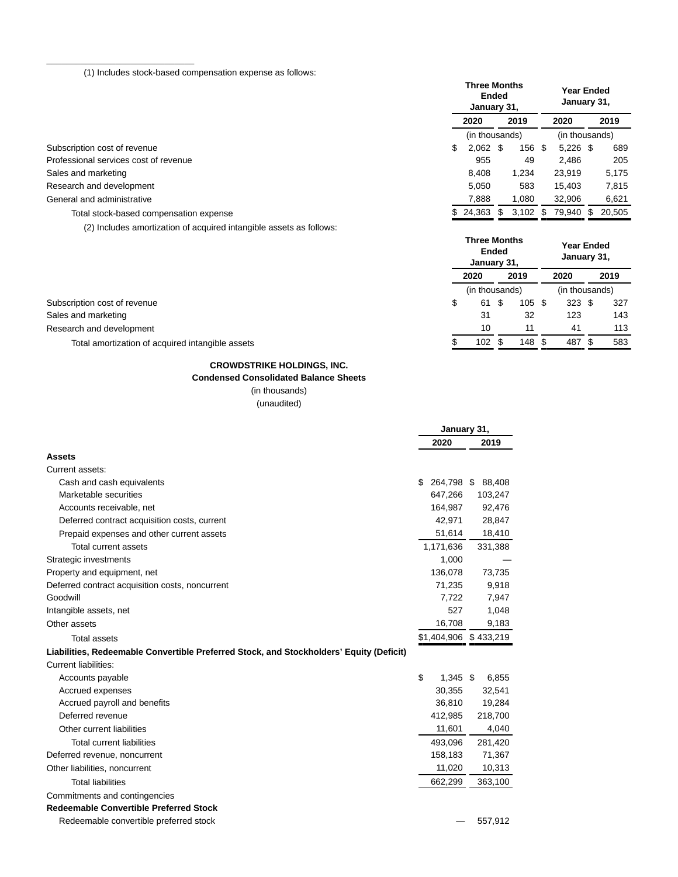(1) Includes stock-based compensation expense as follows:

| | Three Months Ended January 31, | | Year Ended January 31, | |
|---|---|---|---|---|
| | 2020 | 2019 | 2020 | 2019 |
| | (in thousands) | | (in thousands) | |
| Subscription cost of revenue | $ 2,062 | $ 156 | $ 5,226 | $ 689 |
| Professional services cost of revenue | 955 | 49 | 2,486 | 205 |
| Sales and marketing | 8,408 | 1,234 | 23,919 | 5,175 |
| Research and development | 5,050 | 583 | 15,403 | 7,815 |
| General and administrative | 7,888 | 1,080 | 32,906 | 6,621 |
| Total stock-based compensation expense | $ 24,363 | $ 3,102 | $ 79,940 | $ 20,505 |

(2) Includes amortization of acquired intangible assets as follows:

| | Three Months Ended January 31, | | Year Ended January 31, | |
|---|---|---|---|---|
| | 2020 | 2019 | 2020 | 2019 |
| | (in thousands) | | (in thousands) | |
| Subscription cost of revenue | $ 61 | $ 105 | $ 323 | $ 327 |
| Sales and marketing | 31 | 32 | 123 | 143 |
| Research and development | 10 | 11 | 41 | 113 |
| Total amortization of acquired intangible assets | $ 102 | $ 148 | $ 487 | $ 583 |

**CROWDSTRIKE HOLDINGS, INC.**
**Condensed Consolidated Balance Sheets**
(in thousands)
(unaudited)

| | January 31, | |
|---|---|---|
| | 2020 | 2019 |
| **Assets** | | |
| Current assets: | | |
| Cash and cash equivalents | $ 264,798 | $ 88,408 |
| Marketable securities | 647,266 | 103,247 |
| Accounts receivable, net | 164,987 | 92,476 |
| Deferred contract acquisition costs, current | 42,971 | 28,847 |
| Prepaid expenses and other current assets | 51,614 | 18,410 |
| Total current assets | 1,171,636 | 331,388 |
| Strategic investments | 1,000 | — |
| Property and equipment, net | 136,078 | 73,735 |
| Deferred contract acquisition costs, noncurrent | 71,235 | 9,918 |
| Goodwill | 7,722 | 7,947 |
| Intangible assets, net | 527 | 1,048 |
| Other assets | 16,708 | 9,183 |
| Total assets | $1,404,906 | $ 433,219 |
| **Liabilities, Redeemable Convertible Preferred Stock, and Stockholders' Equity (Deficit)** | | |
| Current liabilities: | | |
| Accounts payable | $ 1,345 | $ 6,855 |
| Accrued expenses | 30,355 | 32,541 |
| Accrued payroll and benefits | 36,810 | 19,284 |
| Deferred revenue | 412,985 | 218,700 |
| Other current liabilities | 11,601 | 4,040 |
| Total current liabilities | 493,096 | 281,420 |
| Deferred revenue, noncurrent | 158,183 | 71,367 |
| Other liabilities, noncurrent | 11,020 | 10,313 |
| Total liabilities | 662,299 | 363,100 |
| Commitments and contingencies | | |
| **Redeemable Convertible Preferred Stock** | | |
| Redeemable convertible preferred stock | — | 557,912 |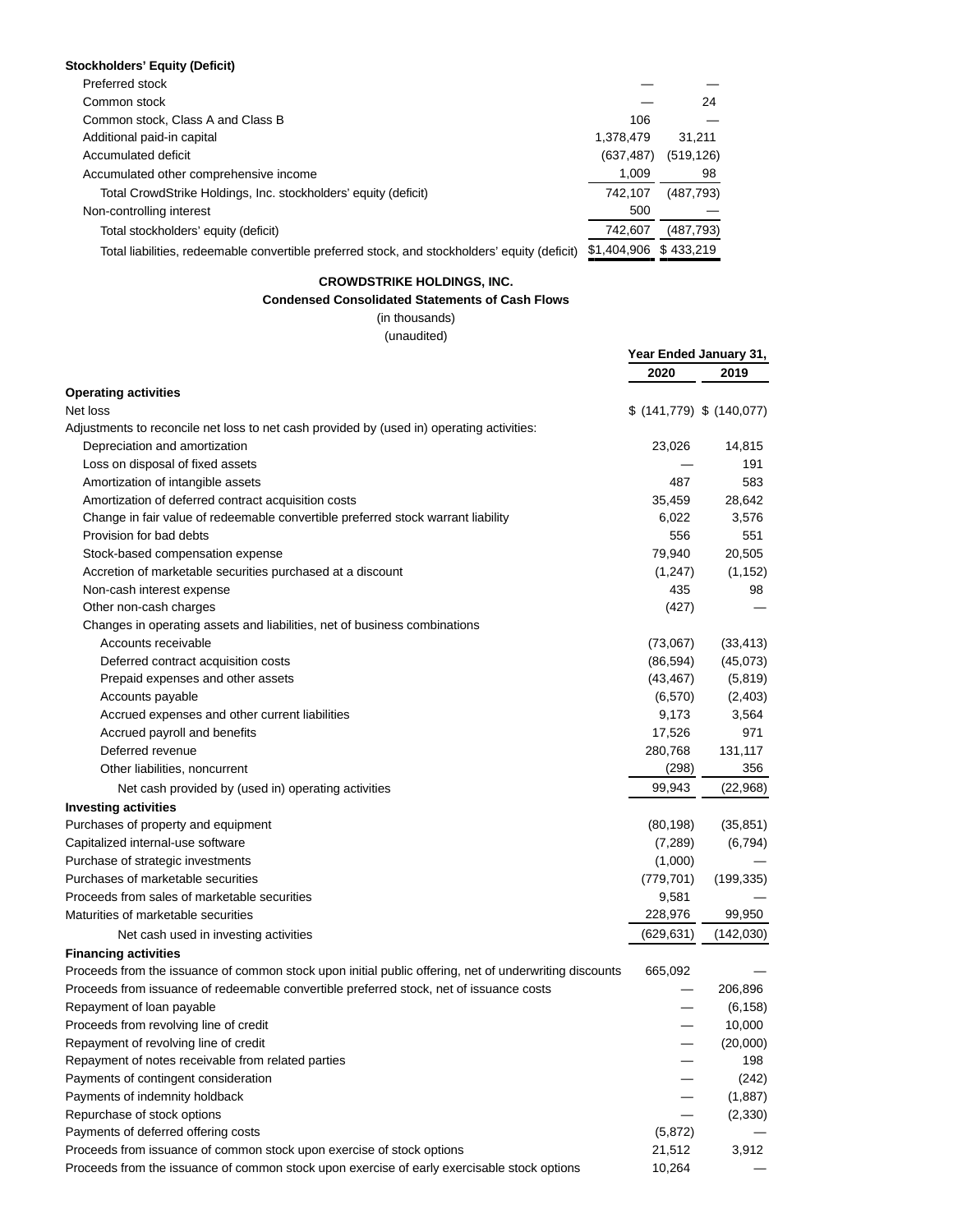| **Stockholders' Equity (Deficit)** | | |
|---|---|---|
| Preferred stock | — | — |
| Common stock | — | 24 |
| Common stock, Class A and Class B | 106 | — |
| Additional paid-in capital | 1,378,479 | 31,211 |
| Accumulated deficit | (637,487) | (519,126) |
| Accumulated other comprehensive income | 1,009 | 98 |
| Total CrowdStrike Holdings, Inc. stockholders' equity (deficit) | 742,107 | (487,793) |
| Non-controlling interest | 500 | — |
| Total stockholders' equity (deficit) | 742,607 | (487,793) |
| Total liabilities, redeemable convertible preferred stock, and stockholders' equity (deficit) | $1,404,906 | $ 433,219 |

**CROWDSTRIKE HOLDINGS, INC.**

**Condensed Consolidated Statements of Cash Flows**

(in thousands)

(unaudited)

| | Year Ended January 31, | |
|---|---|---|
| | 2020 | 2019 |
| **Operating activities** | | |
| Net loss | $ (141,779) | $ (140,077) |
| Adjustments to reconcile net loss to net cash provided by (used in) operating activities: | | |
| Depreciation and amortization | 23,026 | 14,815 |
| Loss on disposal of fixed assets | — | 191 |
| Amortization of intangible assets | 487 | 583 |
| Amortization of deferred contract acquisition costs | 35,459 | 28,642 |
| Change in fair value of redeemable convertible preferred stock warrant liability | 6,022 | 3,576 |
| Provision for bad debts | 556 | 551 |
| Stock-based compensation expense | 79,940 | 20,505 |
| Accretion of marketable securities purchased at a discount | (1,247) | (1,152) |
| Non-cash interest expense | 435 | 98 |
| Other non-cash charges | (427) | — |
| Changes in operating assets and liabilities, net of business combinations | | |
| Accounts receivable | (73,067) | (33,413) |
| Deferred contract acquisition costs | (86,594) | (45,073) |
| Prepaid expenses and other assets | (43,467) | (5,819) |
| Accounts payable | (6,570) | (2,403) |
| Accrued expenses and other current liabilities | 9,173 | 3,564 |
| Accrued payroll and benefits | 17,526 | 971 |
| Deferred revenue | 280,768 | 131,117 |
| Other liabilities, noncurrent | (298) | 356 |
| Net cash provided by (used in) operating activities | 99,943 | (22,968) |
| **Investing activities** | | |
| Purchases of property and equipment | (80,198) | (35,851) |
| Capitalized internal-use software | (7,289) | (6,794) |
| Purchase of strategic investments | (1,000) | — |
| Purchases of marketable securities | (779,701) | (199,335) |
| Proceeds from sales of marketable securities | 9,581 | — |
| Maturities of marketable securities | 228,976 | 99,950 |
| Net cash used in investing activities | (629,631) | (142,030) |
| **Financing activities** | | |
| Proceeds from the issuance of common stock upon initial public offering, net of underwriting discounts | 665,092 | — |
| Proceeds from issuance of redeemable convertible preferred stock, net of issuance costs | — | 206,896 |
| Repayment of loan payable | — | (6,158) |
| Proceeds from revolving line of credit | — | 10,000 |
| Repayment of revolving line of credit | — | (20,000) |
| Repayment of notes receivable from related parties | — | 198 |
| Payments of contingent consideration | — | (242) |
| Payments of indemnity holdback | — | (1,887) |
| Repurchase of stock options | — | (2,330) |
| Payments of deferred offering costs | (5,872) | — |
| Proceeds from issuance of common stock upon exercise of stock options | 21,512 | 3,912 |
| Proceeds from the issuance of common stock upon exercise of early exercisable stock options | 10,264 | — |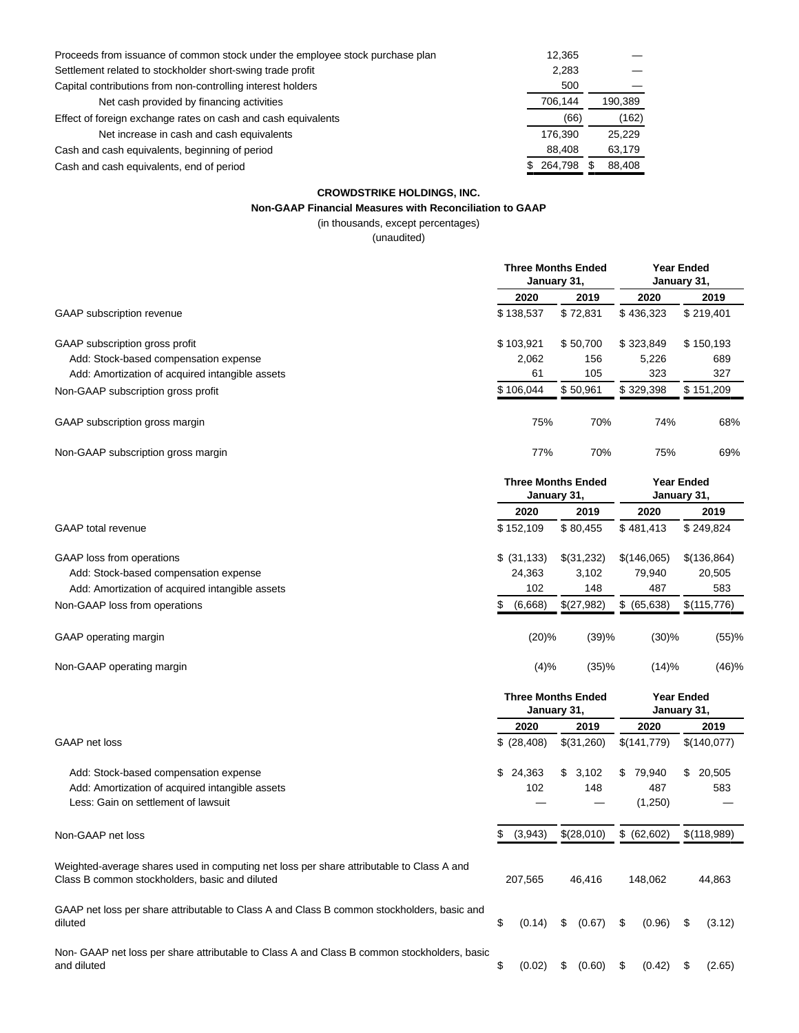| | | |
|---|---|---|
| Proceeds from issuance of common stock under the employee stock purchase plan | 12,365 | — |
| Settlement related to stockholder short-swing trade profit | 2,283 | — |
| Capital contributions from non-controlling interest holders | 500 | — |
| Net cash provided by financing activities | 706,144 | 190,389 |
| Effect of foreign exchange rates on cash and cash equivalents | (66) | (162) |
| Net increase in cash and cash equivalents | 176,390 | 25,229 |
| Cash and cash equivalents, beginning of period | 88,408 | 63,179 |
| Cash and cash equivalents, end of period | $ 264,798 | $ 88,408 |

**CROWDSTRIKE HOLDINGS, INC.**

**Non-GAAP Financial Measures with Reconciliation to GAAP**

(in thousands, except percentages)

(unaudited)

| | Three Months Ended January 31, | | Year Ended January 31, | |
|---|---|---|---|---|
| | 2020 | 2019 | 2020 | 2019 |
| GAAP subscription revenue | $ 138,537 | $ 72,831 | $ 436,323 | $ 219,401 |
| GAAP subscription gross profit | $ 103,921 | $ 50,700 | $ 323,849 | $ 150,193 |
| Add: Stock-based compensation expense | 2,062 | 156 | 5,226 | 689 |
| Add: Amortization of acquired intangible assets | 61 | 105 | 323 | 327 |
| Non-GAAP subscription gross profit | $ 106,044 | $ 50,961 | $ 329,398 | $ 151,209 |
| GAAP subscription gross margin | 75% | 70% | 74% | 68% |
| Non-GAAP subscription gross margin | 77% | 70% | 75% | 69% |

| | Three Months Ended January 31, | | Year Ended January 31, | |
|---|---|---|---|---|
| | 2020 | 2019 | 2020 | 2019 |
| GAAP total revenue | $ 152,109 | $ 80,455 | $ 481,413 | $ 249,824 |
| GAAP loss from operations | $ (31,133) | $(31,232) | $(146,065) | $(136,864) |
| Add: Stock-based compensation expense | 24,363 | 3,102 | 79,940 | 20,505 |
| Add: Amortization of acquired intangible assets | 102 | 148 | 487 | 583 |
| Non-GAAP loss from operations | $ (6,668) | $(27,982) | $ (65,638) | $(115,776) |
| GAAP operating margin | (20)% | (39)% | (30)% | (55)% |
| Non-GAAP operating margin | (4)% | (35)% | (14)% | (46)% |

| | Three Months Ended January 31, | | Year Ended January 31, | |
|---|---|---|---|---|
| | 2020 | 2019 | 2020 | 2019 |
| GAAP net loss | $ (28,408) | $(31,260) | $(141,779) | $(140,077) |
| Add: Stock-based compensation expense | $ 24,363 | $ 3,102 | $ 79,940 | $ 20,505 |
| Add: Amortization of acquired intangible assets | 102 | 148 | 487 | 583 |
| Less: Gain on settlement of lawsuit | — | — | (1,250) | — |
| Non-GAAP net loss | $ (3,943) | $(28,010) | $ (62,602) | $(118,989) |
| Weighted-average shares used in computing net loss per share attributable to Class A and Class B common stockholders, basic and diluted | 207,565 | 46,416 | 148,062 | 44,863 |
| GAAP net loss per share attributable to Class A and Class B common stockholders, basic and diluted | $ (0.14) | $ (0.67) | $ (0.96) | $ (3.12) |
| Non- GAAP net loss per share attributable to Class A and Class B common stockholders, basic and diluted | $ (0.02) | $ (0.60) | $ (0.42) | $ (2.65) |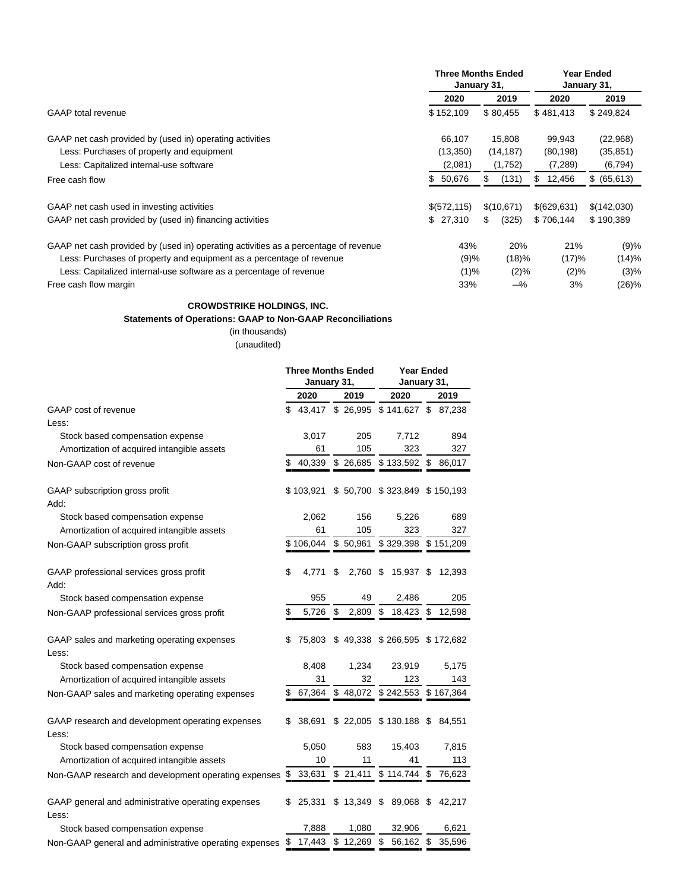| | Three Months Ended January 31, | | Year Ended January 31, | |
|---|---|---|---|---|
| | 2020 | 2019 | 2020 | 2019 |
| GAAP total revenue | $ 152,109 | $ 80,455 | $ 481,413 | $ 249,824 |
| GAAP net cash provided by (used in) operating activities | 66,107 | 15,808 | 99,943 | (22,968) |
| Less: Purchases of property and equipment | (13,350) | (14,187) | (80,198) | (35,851) |
| Less: Capitalized internal-use software | (2,081) | (1,752) | (7,289) | (6,794) |
| Free cash flow | $ 50,676 | $ (131) | $ 12,456 | $ (65,613) |
| GAAP net cash used in investing activities | $(572,115) | $(10,671) | $(629,631) | $(142,030) |
| GAAP net cash provided by (used in) financing activities | $ 27,310 | $ (325) | $ 706,144 | $ 190,389 |
| GAAP net cash provided by (used in) operating activities as a percentage of revenue | 43% | 20% | 21% | (9)% |
| Less: Purchases of property and equipment as a percentage of revenue | (9)% | (18)% | (17)% | (14)% |
| Less: Capitalized internal-use software as a percentage of revenue | (1)% | (2)% | (2)% | (3)% |
| Free cash flow margin | 33% | —% | 3% | (26)% |

**CROWDSTRIKE HOLDINGS, INC.**

**Statements of Operations: GAAP to Non-GAAP Reconciliations**

(in thousands)

(unaudited)

| | Three Months Ended January 31, | | Year Ended January 31, | |
|---|---|---|---|---|
| | 2020 | 2019 | 2020 | 2019 |
| GAAP cost of revenue | $ 43,417 | $ 26,995 | $ 141,627 | $ 87,238 |
| Less: | | | | |
| Stock based compensation expense | 3,017 | 205 | 7,712 | 894 |
| Amortization of acquired intangible assets | 61 | 105 | 323 | 327 |
| Non-GAAP cost of revenue | $ 40,339 | $ 26,685 | $ 133,592 | $ 86,017 |
| GAAP subscription gross profit | $ 103,921 | $ 50,700 | $ 323,849 | $ 150,193 |
| Add: | | | | |
| Stock based compensation expense | 2,062 | 156 | 5,226 | 689 |
| Amortization of acquired intangible assets | 61 | 105 | 323 | 327 |
| Non-GAAP subscription gross profit | $ 106,044 | $ 50,961 | $ 329,398 | $ 151,209 |
| GAAP professional services gross profit | $ 4,771 | $ 2,760 | $ 15,937 | $ 12,393 |
| Add: | | | | |
| Stock based compensation expense | 955 | 49 | 2,486 | 205 |
| Non-GAAP professional services gross profit | $ 5,726 | $ 2,809 | $ 18,423 | $ 12,598 |
| GAAP sales and marketing operating expenses | $ 75,803 | $ 49,338 | $ 266,595 | $ 172,682 |
| Less: | | | | |
| Stock based compensation expense | 8,408 | 1,234 | 23,919 | 5,175 |
| Amortization of acquired intangible assets | 31 | 32 | 123 | 143 |
| Non-GAAP sales and marketing operating expenses | $ 67,364 | $ 48,072 | $ 242,553 | $ 167,364 |
| GAAP research and development operating expenses | $ 38,691 | $ 22,005 | $ 130,188 | $ 84,551 |
| Less: | | | | |
| Stock based compensation expense | 5,050 | 583 | 15,403 | 7,815 |
| Amortization of acquired intangible assets | 10 | 11 | 41 | 113 |
| Non-GAAP research and development operating expenses | $ 33,631 | $ 21,411 | $ 114,744 | $ 76,623 |
| GAAP general and administrative operating expenses | $ 25,331 | $ 13,349 | $ 89,068 | $ 42,217 |
| Less: | | | | |
| Stock based compensation expense | 7,888 | 1,080 | 32,906 | 6,621 |
| Non-GAAP general and administrative operating expenses | $ 17,443 | $ 12,269 | $ 56,162 | $ 35,596 |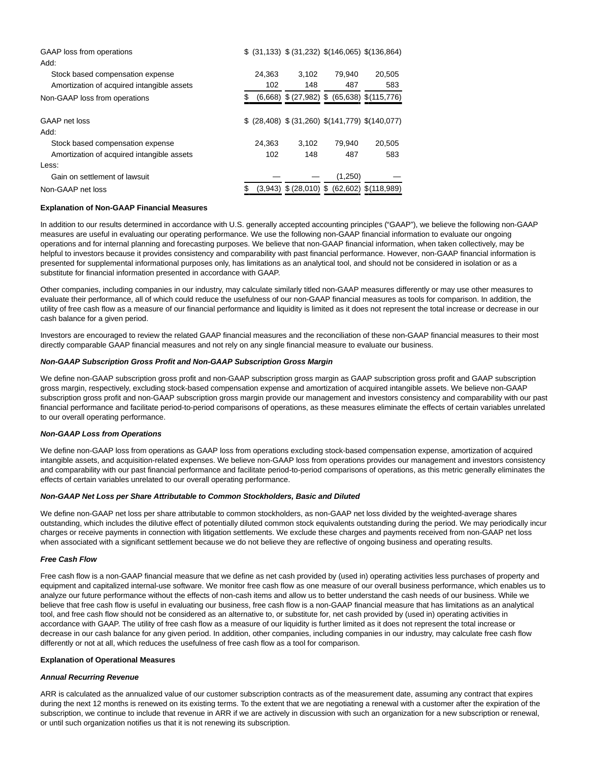| | | | | |
|---|---|---|---|---|
| GAAP loss from operations | $ (31,133) | $ (31,232) | $(146,065) | $(136,864) |
| Add: | | | | |
| Stock based compensation expense | 24,363 | 3,102 | 79,940 | 20,505 |
| Amortization of acquired intangible assets | 102 | 148 | 487 | 583 |
| Non-GAAP loss from operations | $ (6,668) | $ (27,982) | $ (65,638) | $(115,776) |
| | | | | |
| GAAP net loss | $ (28,408) | $ (31,260) | $(141,779) | $(140,077) |
| Add: | | | | |
| Stock based compensation expense | 24,363 | 3,102 | 79,940 | 20,505 |
| Amortization of acquired intangible assets | 102 | 148 | 487 | 583 |
| Less: | | | | |
| Gain on settlement of lawsuit | — | — | (1,250) | — |
| Non-GAAP net loss | $ (3,943) | $ (28,010) | $ (62,602) | $(118,989) |

**Explanation of Non-GAAP Financial Measures**

In addition to our results determined in accordance with U.S. generally accepted accounting principles ("GAAP"), we believe the following non-GAAP measures are useful in evaluating our operating performance. We use the following non-GAAP financial information to evaluate our ongoing operations and for internal planning and forecasting purposes. We believe that non-GAAP financial information, when taken collectively, may be helpful to investors because it provides consistency and comparability with past financial performance. However, non-GAAP financial information is presented for supplemental informational purposes only, has limitations as an analytical tool, and should not be considered in isolation or as a substitute for financial information presented in accordance with GAAP.

Other companies, including companies in our industry, may calculate similarly titled non-GAAP measures differently or may use other measures to evaluate their performance, all of which could reduce the usefulness of our non-GAAP financial measures as tools for comparison. In addition, the utility of free cash flow as a measure of our financial performance and liquidity is limited as it does not represent the total increase or decrease in our cash balance for a given period.

Investors are encouraged to review the related GAAP financial measures and the reconciliation of these non-GAAP financial measures to their most directly comparable GAAP financial measures and not rely on any single financial measure to evaluate our business.

***Non-GAAP Subscription Gross Profit and Non-GAAP Subscription Gross Margin***

We define non-GAAP subscription gross profit and non-GAAP subscription gross margin as GAAP subscription gross profit and GAAP subscription gross margin, respectively, excluding stock-based compensation expense and amortization of acquired intangible assets. We believe non-GAAP subscription gross profit and non-GAAP subscription gross margin provide our management and investors consistency and comparability with our past financial performance and facilitate period-to-period comparisons of operations, as these measures eliminate the effects of certain variables unrelated to our overall operating performance.

***Non-GAAP Loss from Operations***

We define non-GAAP loss from operations as GAAP loss from operations excluding stock-based compensation expense, amortization of acquired intangible assets, and acquisition-related expenses. We believe non-GAAP loss from operations provides our management and investors consistency and comparability with our past financial performance and facilitate period-to-period comparisons of operations, as this metric generally eliminates the effects of certain variables unrelated to our overall operating performance.

***Non-GAAP Net Loss per Share Attributable to Common Stockholders, Basic and Diluted***

We define non-GAAP net loss per share attributable to common stockholders, as non-GAAP net loss divided by the weighted-average shares outstanding, which includes the dilutive effect of potentially diluted common stock equivalents outstanding during the period. We may periodically incur charges or receive payments in connection with litigation settlements. We exclude these charges and payments received from non-GAAP net loss when associated with a significant settlement because we do not believe they are reflective of ongoing business and operating results.

***Free Cash Flow***

Free cash flow is a non-GAAP financial measure that we define as net cash provided by (used in) operating activities less purchases of property and equipment and capitalized internal-use software. We monitor free cash flow as one measure of our overall business performance, which enables us to analyze our future performance without the effects of non-cash items and allow us to better understand the cash needs of our business. While we believe that free cash flow is useful in evaluating our business, free cash flow is a non-GAAP financial measure that has limitations as an analytical tool, and free cash flow should not be considered as an alternative to, or substitute for, net cash provided by (used in) operating activities in accordance with GAAP. The utility of free cash flow as a measure of our liquidity is further limited as it does not represent the total increase or decrease in our cash balance for any given period. In addition, other companies, including companies in our industry, may calculate free cash flow differently or not at all, which reduces the usefulness of free cash flow as a tool for comparison.

**Explanation of Operational Measures**

***Annual Recurring Revenue***

ARR is calculated as the annualized value of our customer subscription contracts as of the measurement date, assuming any contract that expires during the next 12 months is renewed on its existing terms. To the extent that we are negotiating a renewal with a customer after the expiration of the subscription, we continue to include that revenue in ARR if we are actively in discussion with such an organization for a new subscription or renewal, or until such organization notifies us that it is not renewing its subscription.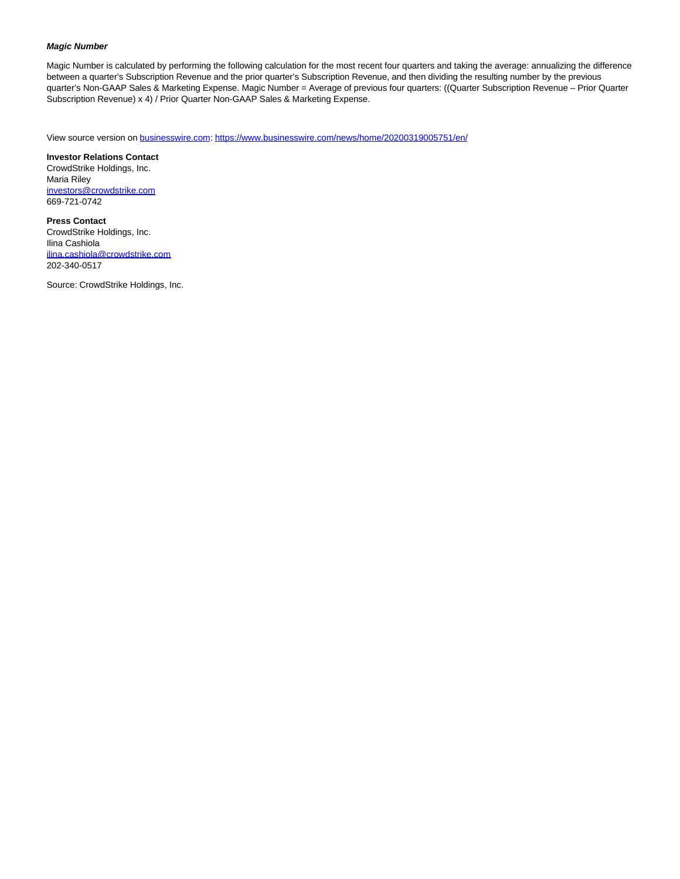***Magic Number***

Magic Number is calculated by performing the following calculation for the most recent four quarters and taking the average: annualizing the difference between a quarter's Subscription Revenue and the prior quarter's Subscription Revenue, and then dividing the resulting number by the previous quarter's Non-GAAP Sales & Marketing Expense. Magic Number = Average of previous four quarters: ((Quarter Subscription Revenue – Prior Quarter Subscription Revenue) x 4) / Prior Quarter Non-GAAP Sales & Marketing Expense.

View source version on [businesswire.com](https://www.businesswire.com/news/home/20200319005751/en/): https://www.businesswire.com/news/home/20200319005751/en/

**Investor Relations Contact**
CrowdStrike Holdings, Inc.
Maria Riley
investors@crowdstrike.com
669-721-0742

**Press Contact**
CrowdStrike Holdings, Inc.
Ilina Cashiola
ilina.cashiola@crowdstrike.com
202-340-0517

Source: CrowdStrike Holdings, Inc.